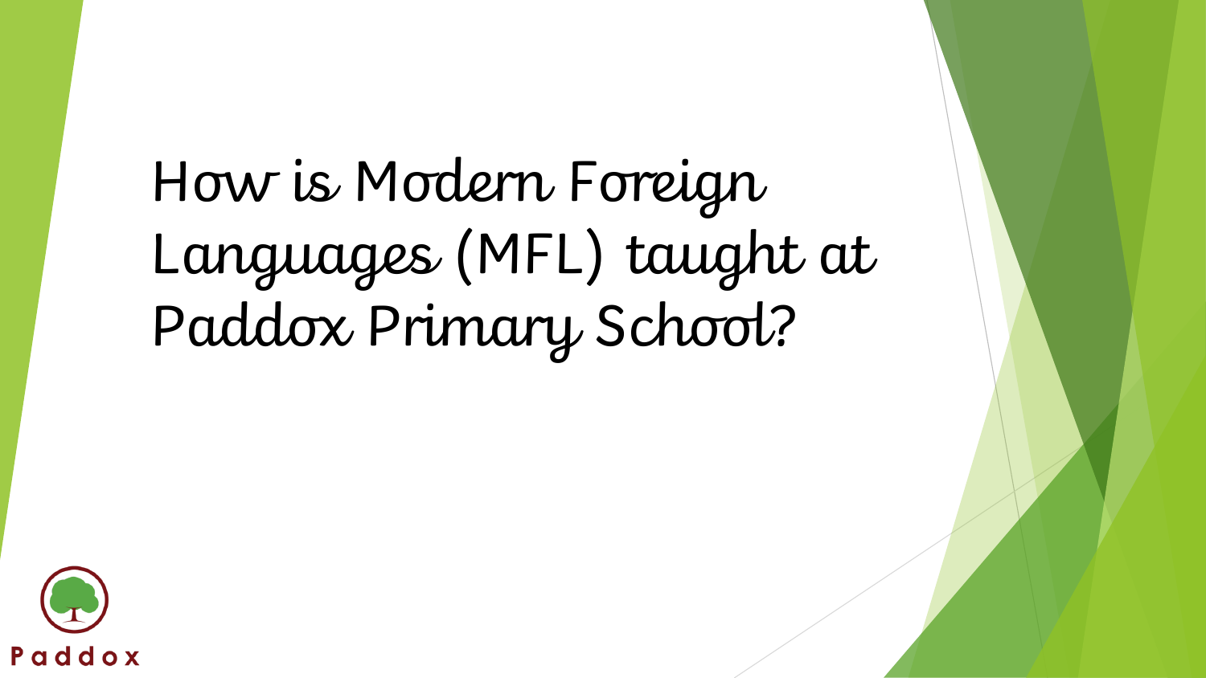# How is Modern Foreign Languages (MFL) taught at Paddox Primary School?

Paddox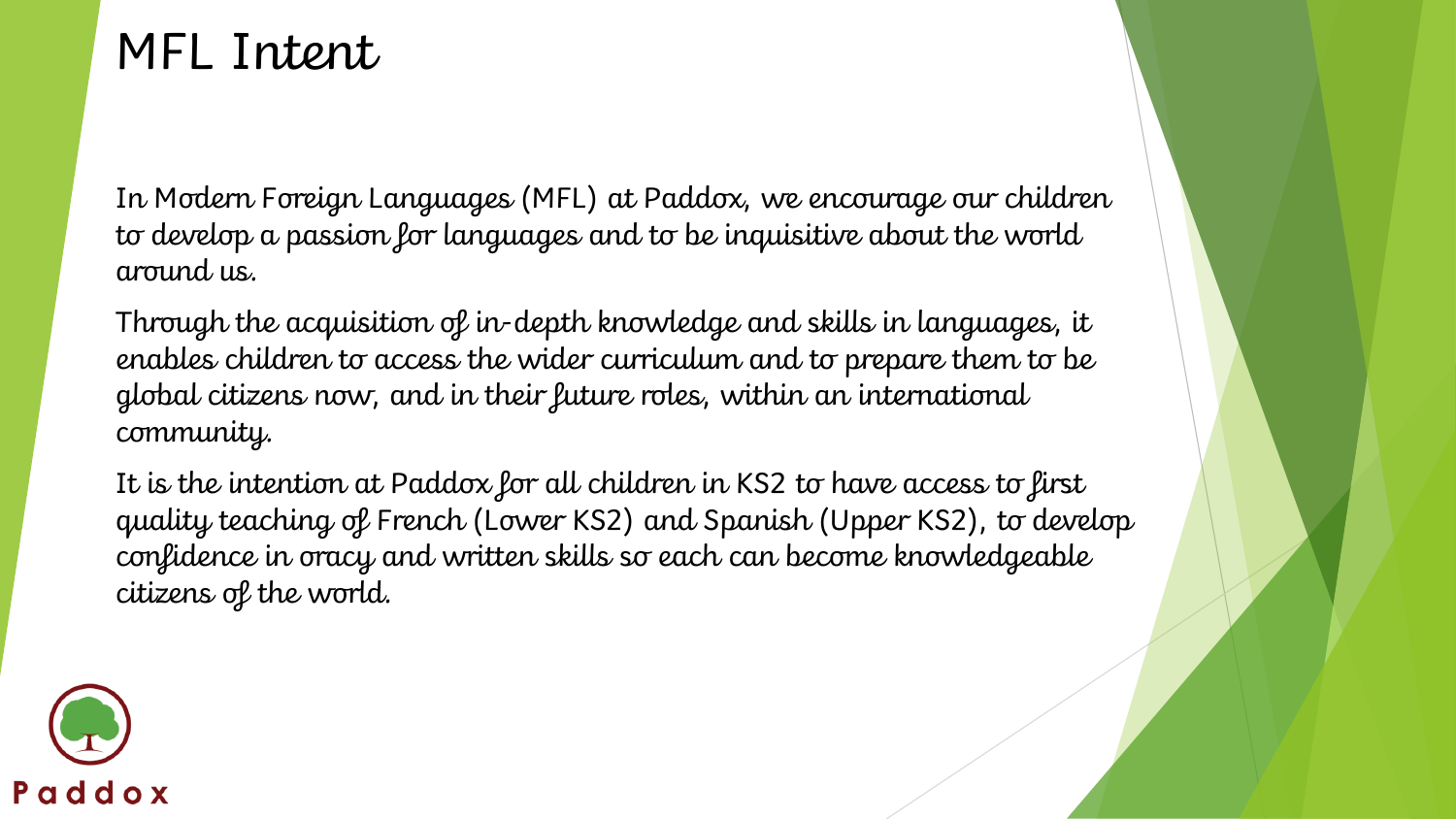# MFL Intent

In Modern Foreign Languages (MFL) at Paddox, we encourage our children to develop a passion for languages and to be inquisitive about the world around us.

Through the acquisition of in-depth knowledge and skills in languages, it enables children to access the wider curriculum and to prepare them to be global citizens now, and in their future roles, within an international community.

It is the intention at Paddox for all children in KS2 to have access to first quality teaching of French (Lower KS2) and Spanish (Upper KS2), to develop confidence in oracy and written skills so each can become knowledgeable citizens of the world.

Paddox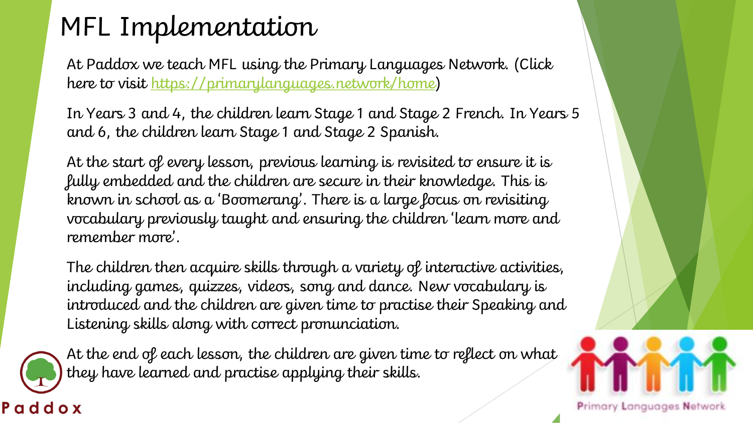# MFL Implementation

At Paddox we teach MFL using the Primary Languages Network. (Click here to visit https://primarylanguages.network/home)

In Years 3 and 4, the children learn Stage 1 and Stage 2 French. In Years 5 and 6, the children learn Stage 1 and Stage 2 Spanish.

At the start of every lesson, previous learning is revisited to ensure it is fully embedded and the children are secure in their knowledge. This is known in school as a 'Boomerang'. There is a large focus on revisiting vocabulary previously taught and ensuring the children 'learn more and remember more'.

The children then acquire skills through a variety of interactive activities, including games, quizzes, videos, song and dance. New vocabulary is introduced and the children are given time to practise their Speaking and Listening skills along with correct pronunciation.

At the end of each lesson, the children are given time to reflect on what they have learned and practise applying their skills.

Paddox

Primary Languages Network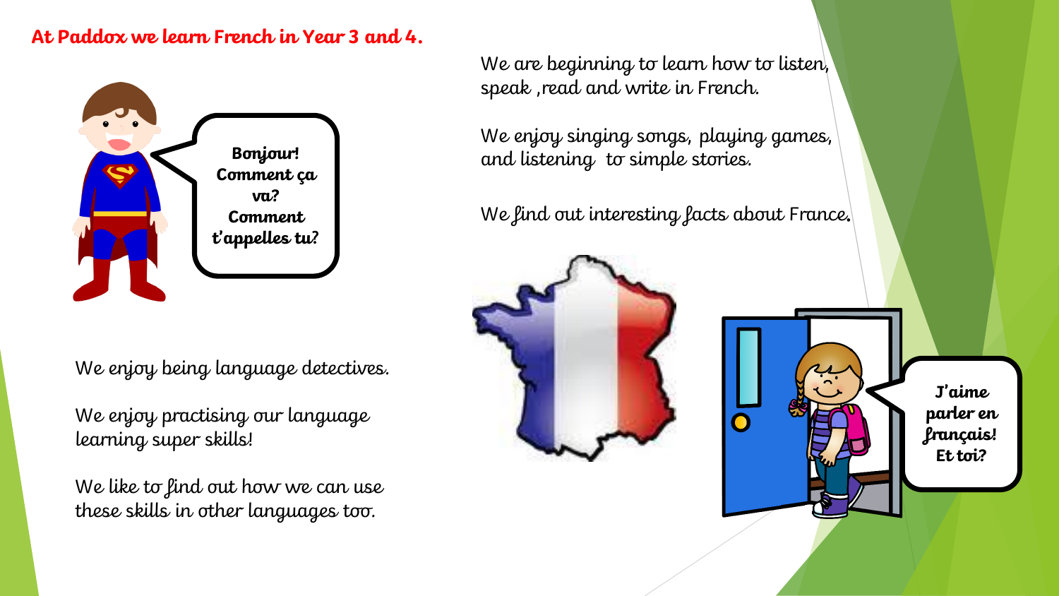**At Paddox we learn French in Year 3 and 4.**

Bonjour! Comment ça va? Comment t'appelles tu?

We are beginning to learn how to listen, speak ,read and write in French.

We enjoy singing songs, playing games, and listening to simple stories.

We find out interesting facts about France.

We enjoy being language detectives.

We enjoy practising our language learning super skills!

We like to find out how we can use these skills in other languages too.

J'aime parler en français! Et toi?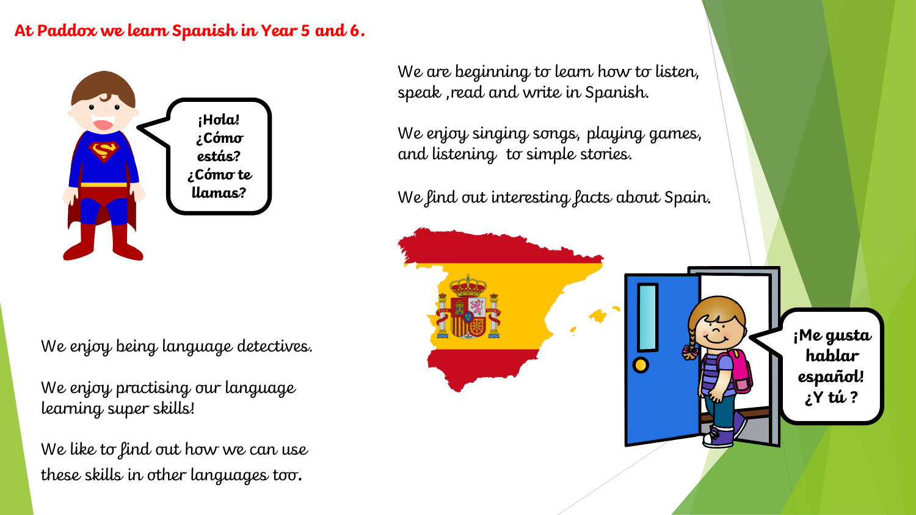**At Paddox we learn Spanish in Year 5 and 6.**

¡Hola! ¿Cómo estás? ¿Cómo te llamas?

We are beginning to learn how to listen, speak ,read and write in Spanish.

We enjoy singing songs, playing games, and listening to simple stories.

We find out interesting facts about Spain.

¡Me gusta hablar español! ¿Y tú ?

We enjoy being language detectives.

We enjoy practising our language learning super skills!

We like to find out how we can use these skills in other languages too.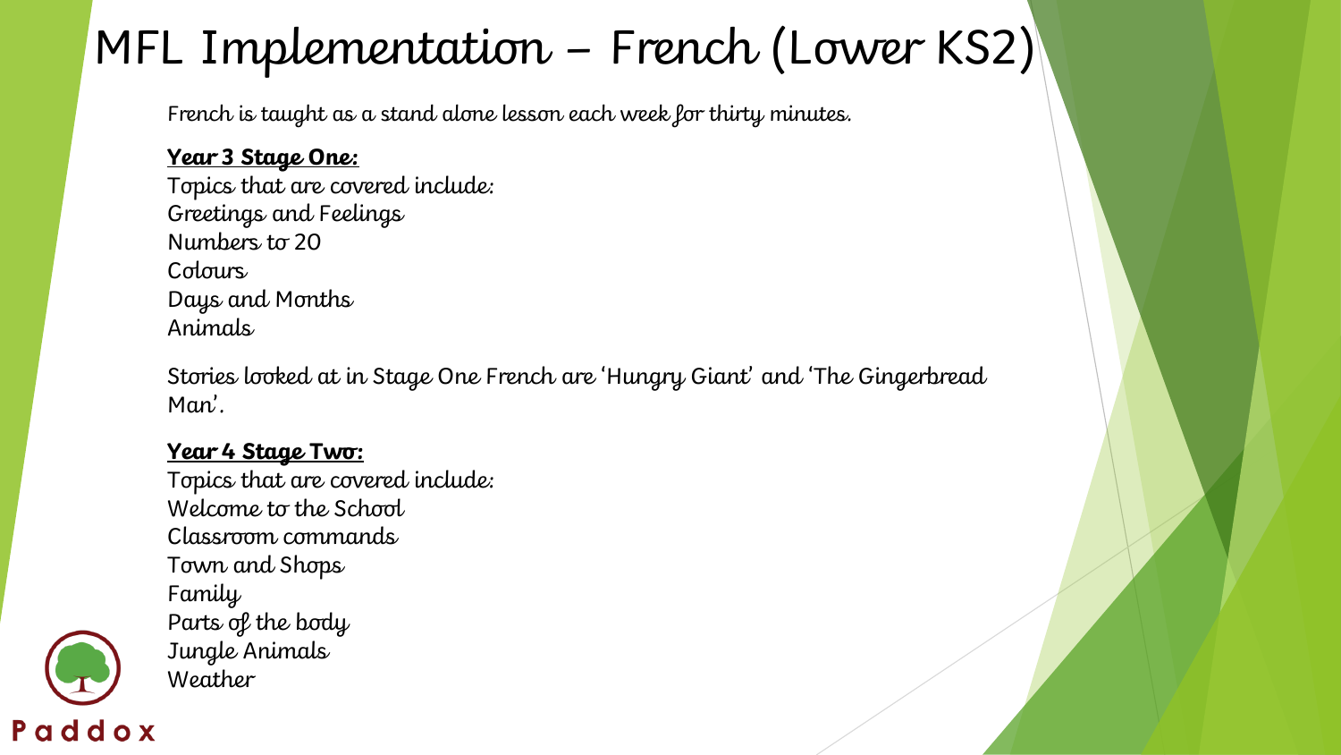# MFL Implementation – French (Lower KS2)

French is taught as a stand alone lesson each week for thirty minutes.

**Year 3 Stage One:**

Topics that are covered include:

Greetings and Feelings
Numbers to 20
Colours
Days and Months
Animals

Stories looked at in Stage One French are 'Hungry Giant' and 'The Gingerbread Man'.

**Year 4 Stage Two:**

Topics that are covered include:

Welcome to the School
Classroom commands
Town and Shops
Family
Parts of the body
Jungle Animals
Weather

Paddox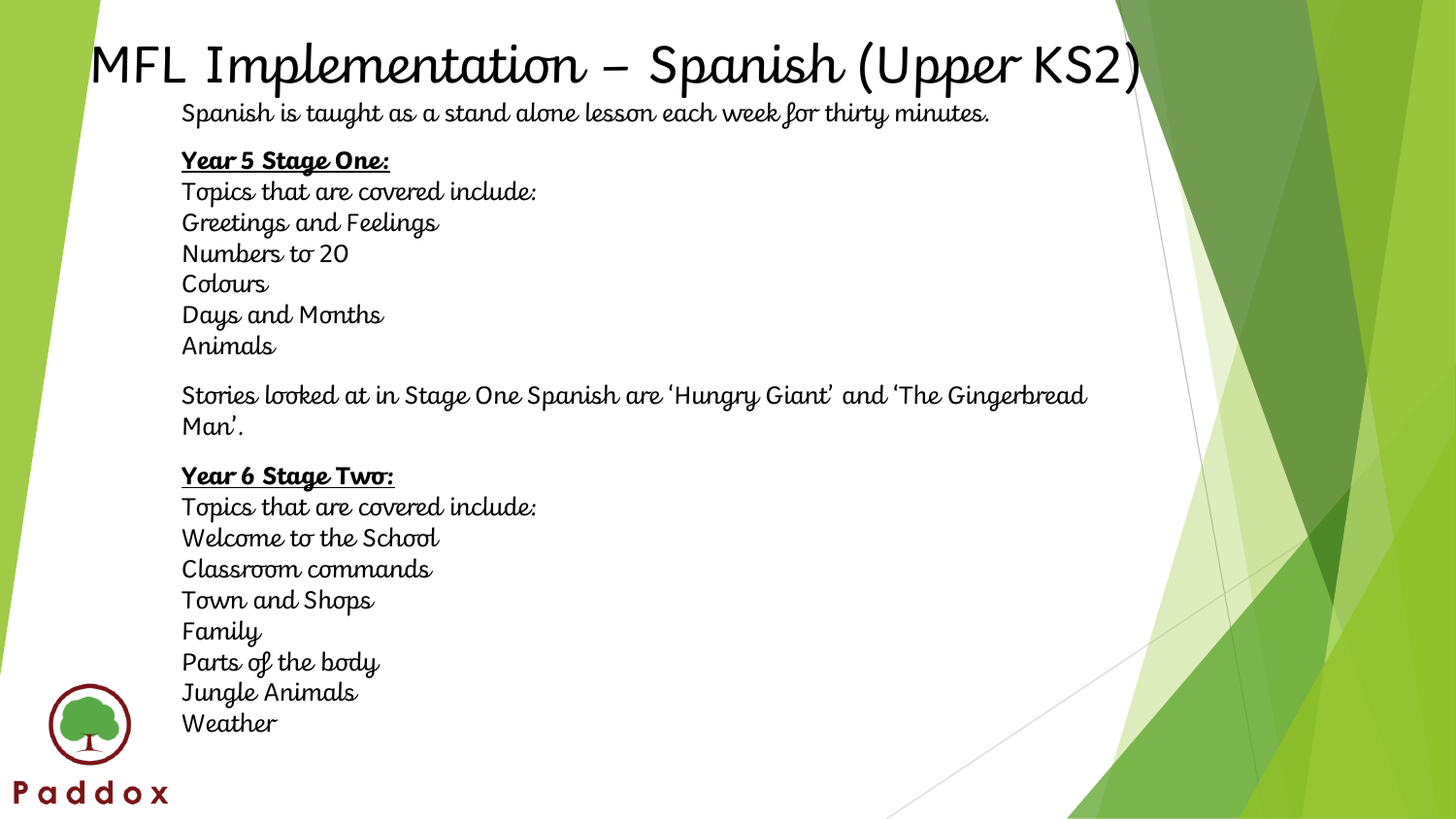# MFL Implementation – Spanish (Upper KS2)

Spanish is taught as a stand alone lesson each week for thirty minutes.

**Year 5 Stage One:**

Topics that are covered include:
Greetings and Feelings
Numbers to 20
Colours
Days and Months
Animals

Stories looked at in Stage One Spanish are 'Hungry Giant' and 'The Gingerbread Man'.

**Year 6 Stage Two:**

Topics that are covered include:
Welcome to the School
Classroom commands
Town and Shops
Family
Parts of the body
Jungle Animals
Weather

Paddox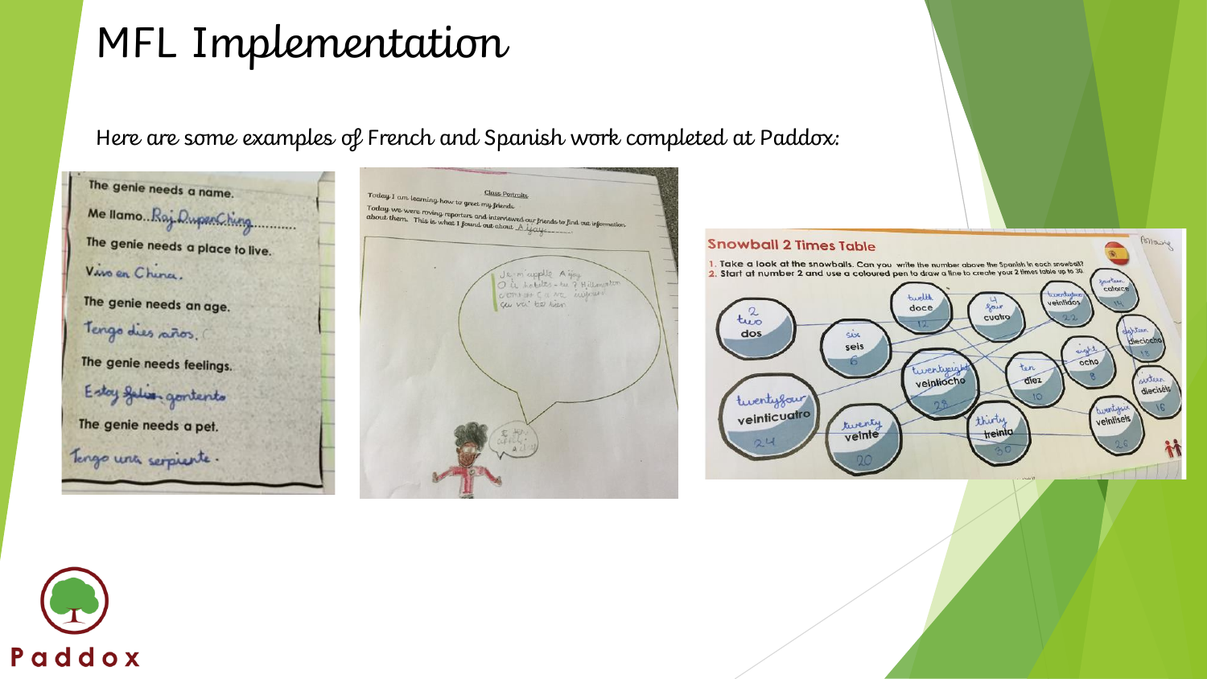# MFL Implementation

Here are some examples of French and Spanish work completed at Paddox: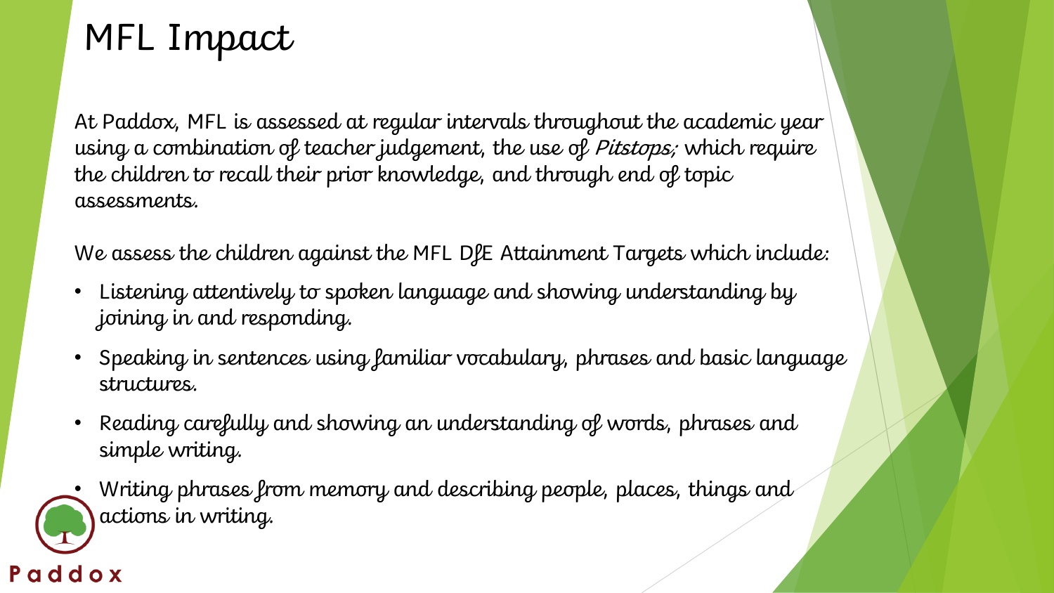# MFL Impact

At Paddox, MFL is assessed at regular intervals throughout the academic year using a combination of teacher judgement, the use of *Pitstops;* which require the children to recall their prior knowledge, and through end of topic assessments.

We assess the children against the MFL DfE Attainment Targets which include:

- Listening attentively to spoken language and showing understanding by joining in and responding.
- Speaking in sentences using familiar vocabulary, phrases and basic language structures.
- Reading carefully and showing an understanding of words, phrases and simple writing.
- Writing phrases from memory and describing people, places, things and actions in writing.

Paddox